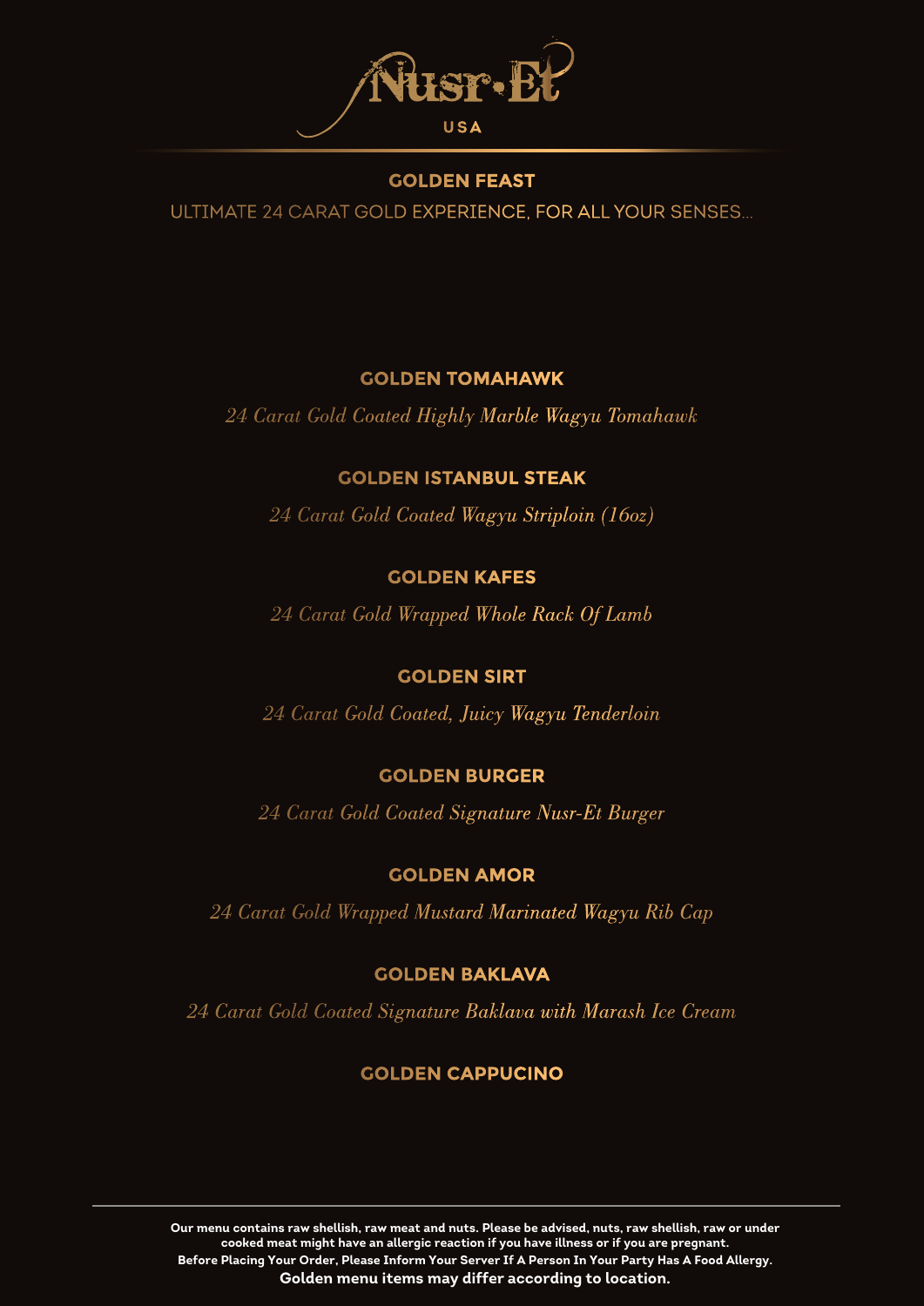# Nusr-Et

USA

## GOLDEN FEAST

ULTIMATE 24 CARAT GOLD EXPERIENCE, FOR ALL YOUR SENSES...

### GOLDEN TOMAHAWK

*24 Carat Gold Coated Highly Marble Wagyu Tomahawk*

### GOLDEN ISTANBUL STEAK

*24 Carat Gold Coated Wagyu Striploin (16oz)*

### GOLDEN KAFES

*24 Carat Gold Wrapped Whole Rack Of Lamb*

### GOLDEN SIRT

*24 Carat Gold Coated, Juicy Wagyu Tenderloin*

### GOLDEN BURGER

*24 Carat Gold Coated Signature Nusr-Et Burger*

### GOLDEN AMOR

*24 Carat Gold Wrapped Mustard Marinated Wagyu Rib Cap*

### GOLDEN BAKLAVA

*24 Carat Gold Coated Signature Baklava with Marash Ice Cream*

### GOLDEN CAPPUCINO

---

**Our menu contains raw shellish, raw meat and nuts. Please be advised, nuts, raw shellish, raw or under cooked meat might have an allergic reaction if you have illness or if you are pregnant.**
**Before Placing Your Order, Please Inform Your Server If A Person In Your Party Has A Food Allergy.**
**Golden menu items may differ according to location.**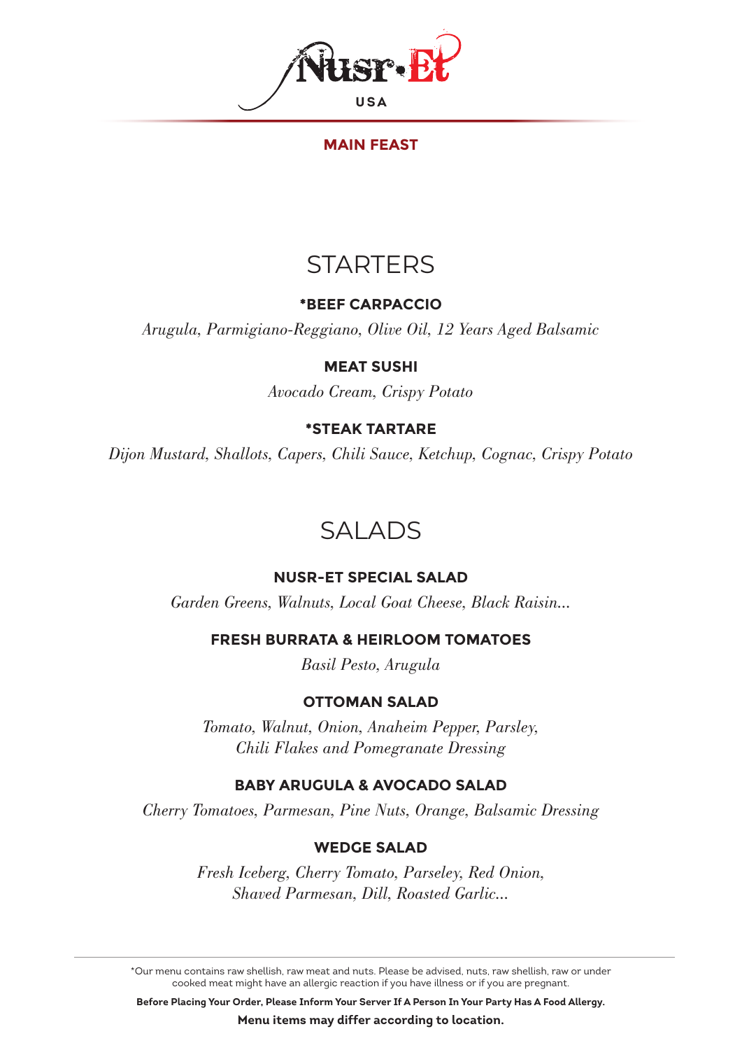# Nusr-Et USA

**MAIN FEAST**

## STARTERS

### *BEEF CARPACCIO

*Arugula, Parmigiano-Reggiano, Olive Oil, 12 Years Aged Balsamic*

### MEAT SUSHI

*Avocado Cream, Crispy Potato*

### *STEAK TARTARE

*Dijon Mustard, Shallots, Capers, Chili Sauce, Ketchup, Cognac, Crispy Potato*

## SALADS

### NUSR-ET SPECIAL SALAD

*Garden Greens, Walnuts, Local Goat Cheese, Black Raisin...*

### FRESH BURRATA & HEIRLOOM TOMATOES

*Basil Pesto, Arugula*

### OTTOMAN SALAD

*Tomato, Walnut, Onion, Anaheim Pepper, Parsley,*
*Chili Flakes and Pomegranate Dressing*

### BABY ARUGULA & AVOCADO SALAD

*Cherry Tomatoes, Parmesan, Pine Nuts, Orange, Balsamic Dressing*

### WEDGE SALAD

*Fresh Iceberg, Cherry Tomato, Parseley, Red Onion,*
*Shaved Parmesan, Dill, Roasted Garlic...*

---

*Our menu contains raw shellish, raw meat and nuts. Please be advised, nuts, raw shellish, raw or under cooked meat might have an allergic reaction if you have illness or if you are pregnant.

**Before Placing Your Order, Please Inform Your Server If A Person In Your Party Has A Food Allergy.**

**Menu items may differ according to location.**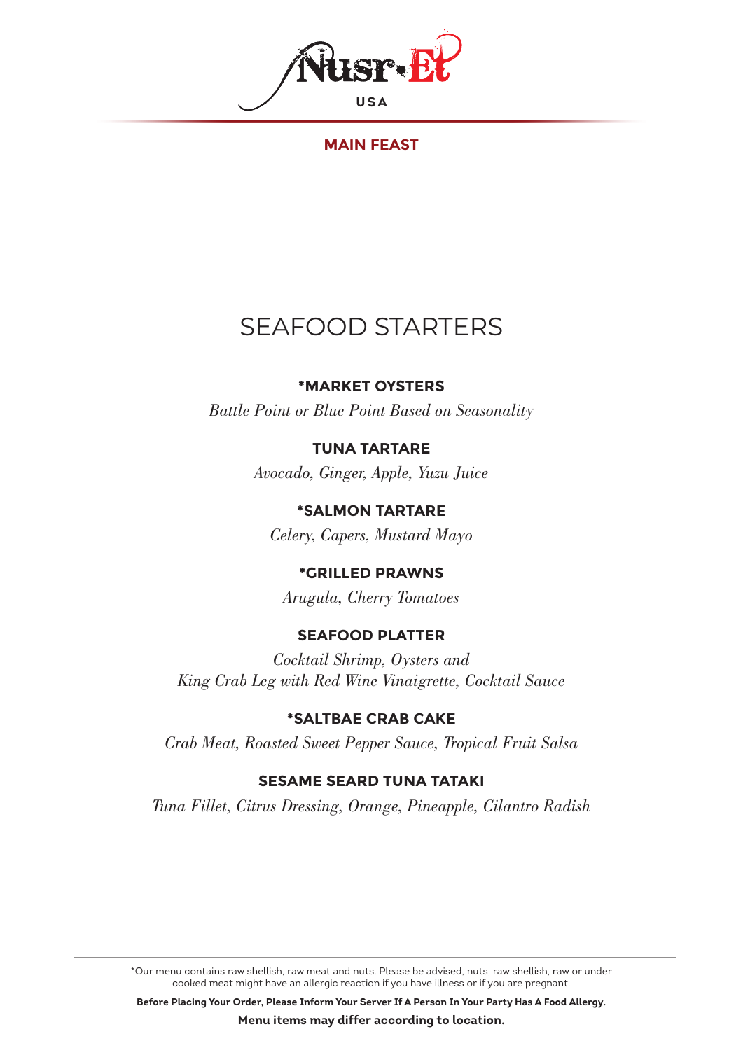Nusr-Et

USA

**MAIN FEAST**

# SEAFOOD STARTERS

**\*MARKET OYSTERS**

*Battle Point or Blue Point Based on Seasonality*

**TUNA TARTARE**

*Avocado, Ginger, Apple, Yuzu Juice*

**\*SALMON TARTARE**

*Celery, Capers, Mustard Mayo*

**\*GRILLED PRAWNS**

*Arugula, Cherry Tomatoes*

**SEAFOOD PLATTER**

*Cocktail Shrimp, Oysters and King Crab Leg with Red Wine Vinaigrette, Cocktail Sauce*

**\*SALTBAE CRAB CAKE**

*Crab Meat, Roasted Sweet Pepper Sauce, Tropical Fruit Salsa*

**SESAME SEARD TUNA TATAKI**

*Tuna Fillet, Citrus Dressing, Orange, Pineapple, Cilantro Radish*

*Our menu contains raw shellish, raw meat and nuts. Please be advised, nuts, raw shellish, raw or under cooked meat might have an allergic reaction if you have illness or if you are pregnant.

**Before Placing Your Order, Please Inform Your Server If A Person In Your Party Has A Food Allergy.**

**Menu items may differ according to location.**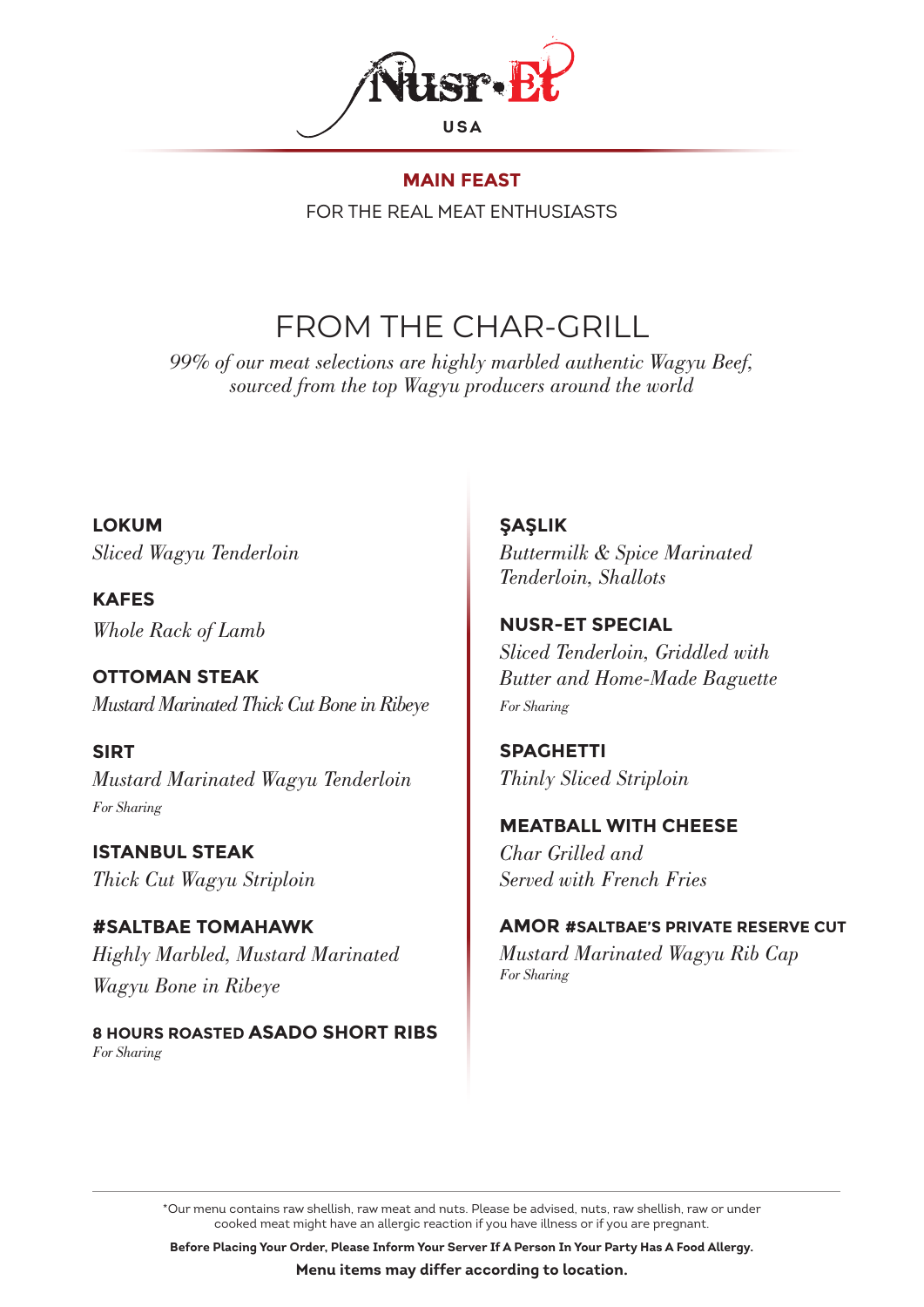# Nusr-Et

USA

## MAIN FEAST

FOR THE REAL MEAT ENTHUSIASTS

## FROM THE CHAR-GRILL

*99% of our meat selections are highly marbled authentic Wagyu Beef, sourced from the top Wagyu producers around the world*

**LOKUM**
*Sliced Wagyu Tenderloin*

**KAFES**
*Whole Rack of Lamb*

**OTTOMAN STEAK**
*Mustard Marinated Thick Cut Bone in Ribeye*

**SIRT**
*Mustard Marinated Wagyu Tenderloin*
*For Sharing*

**ISTANBUL STEAK**
*Thick Cut Wagyu Striploin*

**#SALTBAE TOMAHAWK**
*Highly Marbled, Mustard Marinated Wagyu Bone in Ribeye*

**8 HOURS ROASTED ASADO SHORT RIBS**
*For Sharing*

**ŞAŞLIK**
*Buttermilk & Spice Marinated Tenderloin, Shallots*

**NUSR-ET SPECIAL**
*Sliced Tenderloin, Griddled with Butter and Home-Made Baguette*
*For Sharing*

**SPAGHETTI**
*Thinly Sliced Striploin*

**MEATBALL WITH CHEESE**
*Char Grilled and Served with French Fries*

**AMOR #SALTBAE'S PRIVATE RESERVE CUT**
*Mustard Marinated Wagyu Rib Cap*
*For Sharing*

---

*Our menu contains raw shellish, raw meat and nuts. Please be advised, nuts, raw shellish, raw or under cooked meat might have an allergic reaction if you have illness or if you are pregnant.

**Before Placing Your Order, Please Inform Your Server If A Person In Your Party Has A Food Allergy.**

**Menu items may differ according to location.**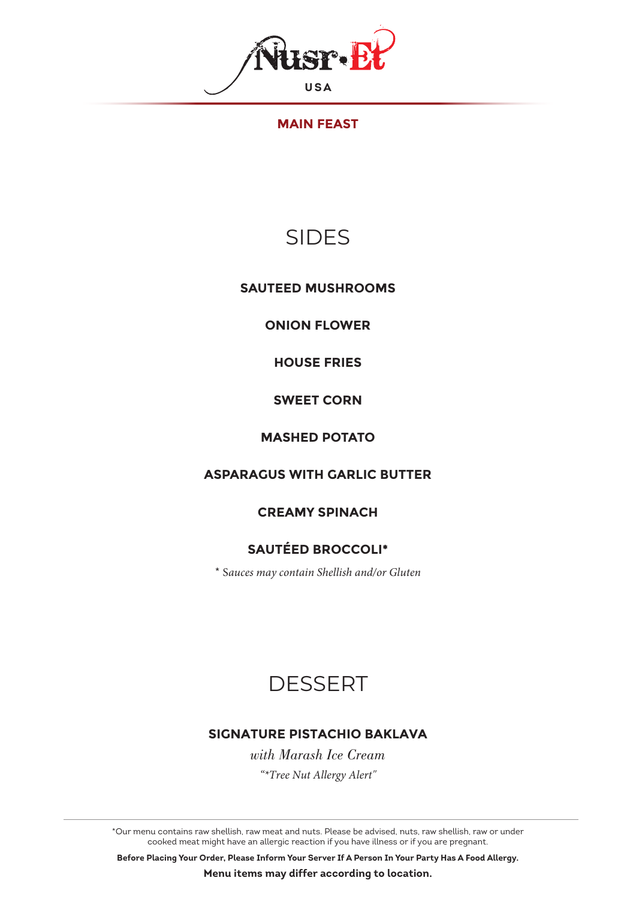Nusr-Et

USA

## MAIN FEAST

# SIDES

**SAUTEED MUSHROOMS**

**ONION FLOWER**

**HOUSE FRIES**

**SWEET CORN**

**MASHED POTATO**

**ASPARAGUS WITH GARLIC BUTTER**

**CREAMY SPINACH**

**SAUTÉED BROCCOLI***

*\* Sauces may contain Shellish and/or Gluten*

# DESSERT

**SIGNATURE PISTACHIO BAKLAVA**

*with Marash Ice Cream*

*"*Tree Nut Allergy Alert"*

*Our menu contains raw shellish, raw meat and nuts. Please be advised, nuts, raw shellish, raw or under cooked meat might have an allergic reaction if you have illness or if you are pregnant.

**Before Placing Your Order, Please Inform Your Server If A Person In Your Party Has A Food Allergy.**

**Menu items may differ according to location.**